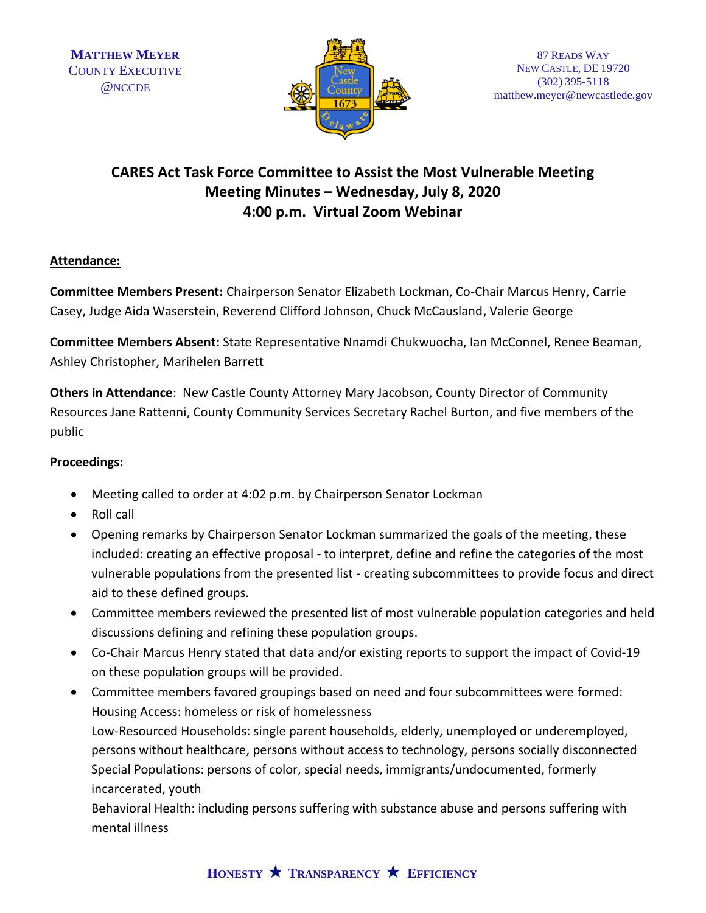MATTHEW MEYER
COUNTY EXECUTIVE
@NCCDE

87 READS WAY
NEW CASTLE, DE 19720
(302) 395-5118
matthew.meyer@newcastlede.gov

# CARES Act Task Force Committee to Assist the Most Vulnerable Meeting
## Meeting Minutes – Wednesday, July 8, 2020
## 4:00 p.m. Virtual Zoom Webinar

**Attendance:**

**Committee Members Present:** Chairperson Senator Elizabeth Lockman, Co-Chair Marcus Henry, Carrie Casey, Judge Aida Waserstein, Reverend Clifford Johnson, Chuck McCausland, Valerie George

**Committee Members Absent:** State Representative Nnamdi Chukwuocha, Ian McConnel, Renee Beaman, Ashley Christopher, Marihelen Barrett

**Others in Attendance**: New Castle County Attorney Mary Jacobson, County Director of Community Resources Jane Rattenni, County Community Services Secretary Rachel Burton, and five members of the public

**Proceedings:**

- Meeting called to order at 4:02 p.m. by Chairperson Senator Lockman
- Roll call
- Opening remarks by Chairperson Senator Lockman summarized the goals of the meeting, these included: creating an effective proposal - to interpret, define and refine the categories of the most vulnerable populations from the presented list - creating subcommittees to provide focus and direct aid to these defined groups.
- Committee members reviewed the presented list of most vulnerable population categories and held discussions defining and refining these population groups.
- Co-Chair Marcus Henry stated that data and/or existing reports to support the impact of Covid-19 on these population groups will be provided.
- Committee members favored groupings based on need and four subcommittees were formed:
  Housing Access: homeless or risk of homelessness
  Low-Resourced Households: single parent households, elderly, unemployed or underemployed, persons without healthcare, persons without access to technology, persons socially disconnected
  Special Populations: persons of color, special needs, immigrants/undocumented, formerly incarcerated, youth
  Behavioral Health: including persons suffering with substance abuse and persons suffering with mental illness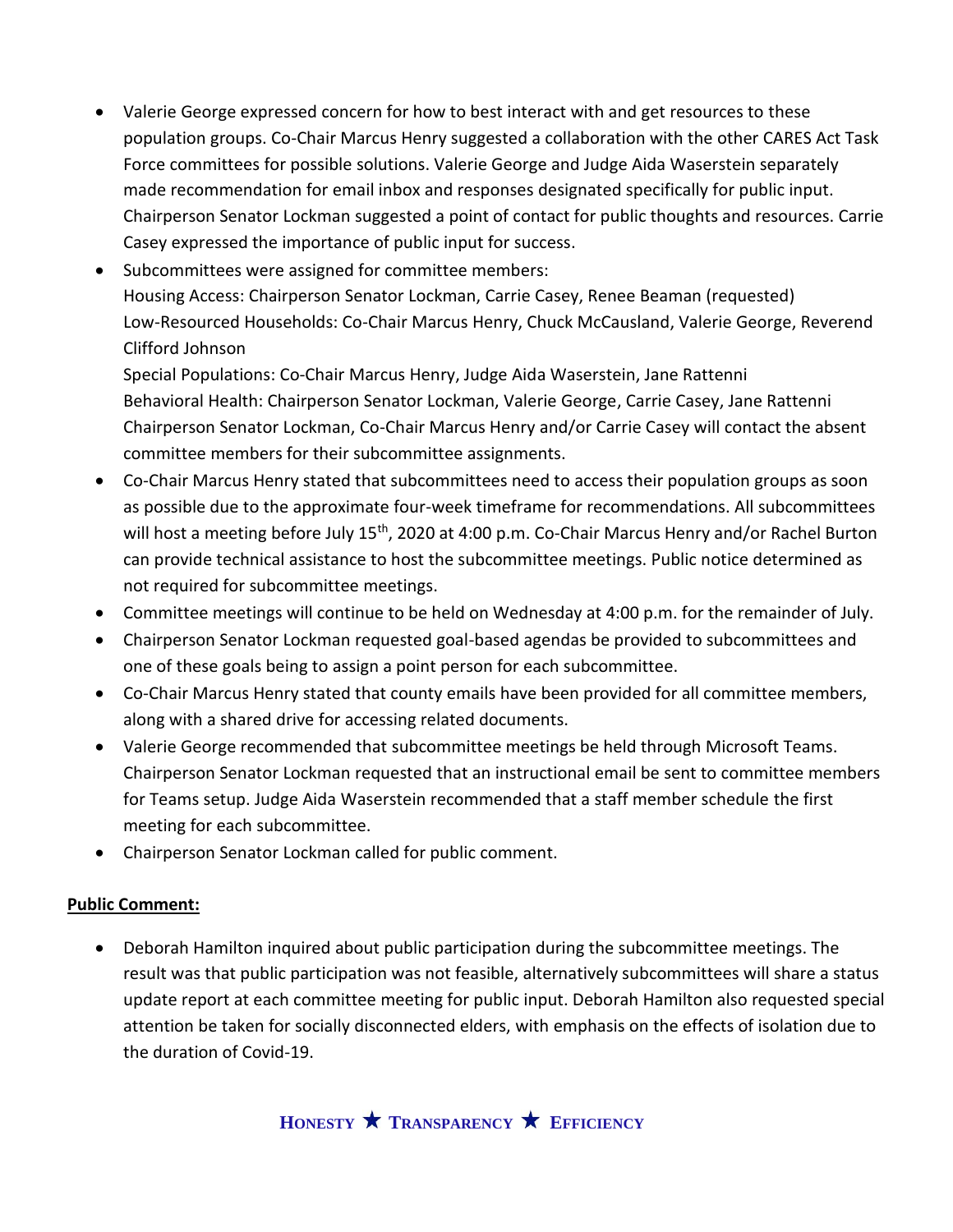- Valerie George expressed concern for how to best interact with and get resources to these population groups. Co-Chair Marcus Henry suggested a collaboration with the other CARES Act Task Force committees for possible solutions. Valerie George and Judge Aida Waserstein separately made recommendation for email inbox and responses designated specifically for public input. Chairperson Senator Lockman suggested a point of contact for public thoughts and resources. Carrie Casey expressed the importance of public input for success.
- Subcommittees were assigned for committee members:
  Housing Access: Chairperson Senator Lockman, Carrie Casey, Renee Beaman (requested)
  Low-Resourced Households: Co-Chair Marcus Henry, Chuck McCausland, Valerie George, Reverend Clifford Johnson
  Special Populations: Co-Chair Marcus Henry, Judge Aida Waserstein, Jane Rattenni
  Behavioral Health: Chairperson Senator Lockman, Valerie George, Carrie Casey, Jane Rattenni
  Chairperson Senator Lockman, Co-Chair Marcus Henry and/or Carrie Casey will contact the absent committee members for their subcommittee assignments.
- Co-Chair Marcus Henry stated that subcommittees need to access their population groups as soon as possible due to the approximate four-week timeframe for recommendations. All subcommittees will host a meeting before July 15th, 2020 at 4:00 p.m. Co-Chair Marcus Henry and/or Rachel Burton can provide technical assistance to host the subcommittee meetings. Public notice determined as not required for subcommittee meetings.
- Committee meetings will continue to be held on Wednesday at 4:00 p.m. for the remainder of July.
- Chairperson Senator Lockman requested goal-based agendas be provided to subcommittees and one of these goals being to assign a point person for each subcommittee.
- Co-Chair Marcus Henry stated that county emails have been provided for all committee members, along with a shared drive for accessing related documents.
- Valerie George recommended that subcommittee meetings be held through Microsoft Teams. Chairperson Senator Lockman requested that an instructional email be sent to committee members for Teams setup. Judge Aida Waserstein recommended that a staff member schedule the first meeting for each subcommittee.
- Chairperson Senator Lockman called for public comment.

**Public Comment:**

- Deborah Hamilton inquired about public participation during the subcommittee meetings. The result was that public participation was not feasible, alternatively subcommittees will share a status update report at each committee meeting for public input. Deborah Hamilton also requested special attention be taken for socially disconnected elders, with emphasis on the effects of isolation due to the duration of Covid-19.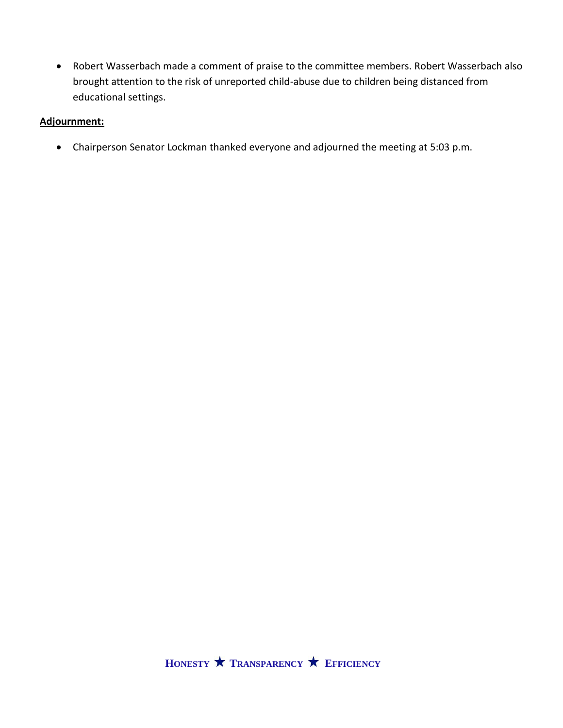- Robert Wasserbach made a comment of praise to the committee members. Robert Wasserbach also brought attention to the risk of unreported child-abuse due to children being distanced from educational settings.

**Adjournment:**

- Chairperson Senator Lockman thanked everyone and adjourned the meeting at 5:03 p.m.